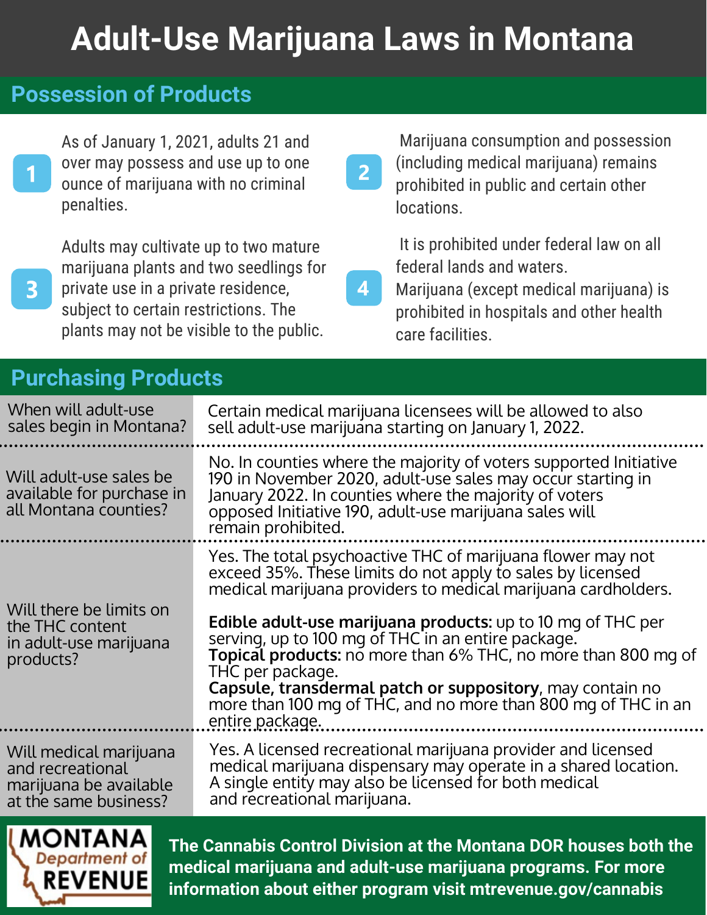# Adult-Use Marijuana Laws in Montana

## Possession of Products

1. As of January 1, 2021, adults 21 and over may possess and use up to one ounce of marijuana with no criminal penalties.

2. Marijuana consumption and possession (including medical marijuana) remains prohibited in public and certain other locations.

3. Adults may cultivate up to two mature marijuana plants and two seedlings for private use in a private residence, subject to certain restrictions. The plants may not be visible to the public.

4. It is prohibited under federal law on all federal lands and waters. Marijuana (except medical marijuana) is prohibited in hospitals and other health care facilities.

## Purchasing Products

| | |
|---|---|
| When will adult-use sales begin in Montana? | Certain medical marijuana licensees will be allowed to also sell adult-use marijuana starting on January 1, 2022. |
| Will adult-use sales be available for purchase in all Montana counties? | No. In counties where the majority of voters supported Initiative 190 in November 2020, adult-use sales may occur starting in January 2022. In counties where the majority of voters opposed Initiative 190, adult-use marijuana sales will remain prohibited. |
| Will there be limits on the THC content in adult-use marijuana products? | Yes. The total psychoactive THC of marijuana flower may not exceed 35%. These limits do not apply to sales by licensed medical marijuana providers to medical marijuana cardholders.<br><br>**Edible adult-use marijuana products:** up to 10 mg of THC per serving, up to 100 mg of THC in an entire package.<br>**Topical products:** no more than 6% THC, no more than 800 mg of THC per package.<br>**Capsule, transdermal patch or suppository**, may contain no more than 100 mg of THC, and no more than 800 mg of THC in an entire package. |
| Will medical marijuana and recreational marijuana be available at the same business? | Yes. A licensed recreational marijuana provider and licensed medical marijuana dispensary may operate in a shared location. A single entity may also be licensed for both medical and recreational marijuana. |

MONTANA Department of REVENUE

**The Cannabis Control Division at the Montana DOR houses both the medical marijuana and adult-use marijuana programs. For more information about either program visit mtrevenue.gov/cannabis**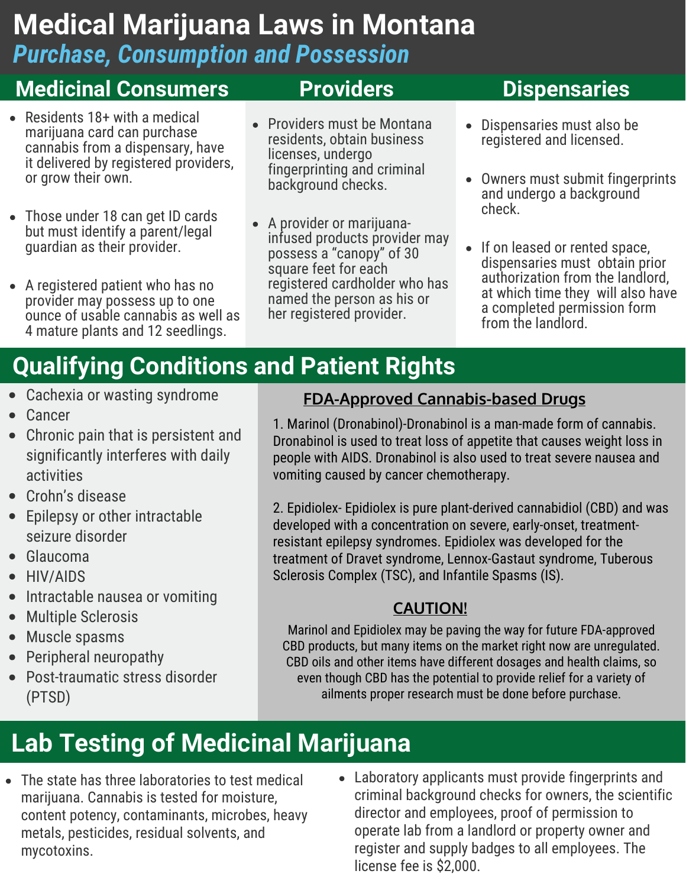# Medical Marijuana Laws in Montana

## *Purchase, Consumption and Possession*

### Medicinal Consumers

- Residents 18+ with a medical marijuana card can purchase cannabis from a dispensary, have it delivered by registered providers, or grow their own.
- Those under 18 can get ID cards but must identify a parent/legal guardian as their provider.
- A registered patient who has no provider may possess up to one ounce of usable cannabis as well as 4 mature plants and 12 seedlings.

### Providers

- Providers must be Montana residents, obtain business licenses, undergo fingerprinting and criminal background checks.
- A provider or marijuana-infused products provider may possess a "canopy" of 30 square feet for each registered cardholder who has named the person as his or her registered provider.

### Dispensaries

- Dispensaries must also be registered and licensed.
- Owners must submit fingerprints and undergo a background check.
- If on leased or rented space, dispensaries must obtain prior authorization from the landlord, at which time they will also have a completed permission form from the landlord.

## Qualifying Conditions and Patient Rights

- Cachexia or wasting syndrome
- Cancer
- Chronic pain that is persistent and significantly interferes with daily activities
- Crohn's disease
- Epilepsy or other intractable seizure disorder
- Glaucoma
- HIV/AIDS
- Intractable nausea or vomiting
- Multiple Sclerosis
- Muscle spasms
- Peripheral neuropathy
- Post-traumatic stress disorder (PTSD)

### FDA-Approved Cannabis-based Drugs

1. Marinol (Dronabinol)-Dronabinol is a man-made form of cannabis. Dronabinol is used to treat loss of appetite that causes weight loss in people with AIDS. Dronabinol is also used to treat severe nausea and vomiting caused by cancer chemotherapy.

2. Epidiolex- Epidiolex is pure plant-derived cannabidiol (CBD) and was developed with a concentration on severe, early-onset, treatment-resistant epilepsy syndromes. Epidiolex was developed for the treatment of Dravet syndrome, Lennox-Gastaut syndrome, Tuberous Sclerosis Complex (TSC), and Infantile Spasms (IS).

### CAUTION!

Marinol and Epidiolex may be paving the way for future FDA-approved CBD products, but many items on the market right now are unregulated. CBD oils and other items have different dosages and health claims, so even though CBD has the potential to provide relief for a variety of ailments proper research must be done before purchase.

## Lab Testing of Medicinal Marijuana

- The state has three laboratories to test medical marijuana. Cannabis is tested for moisture, content potency, contaminants, microbes, heavy metals, pesticides, residual solvents, and mycotoxins.
- Laboratory applicants must provide fingerprints and criminal background checks for owners, the scientific director and employees, proof of permission to operate lab from a landlord or property owner and register and supply badges to all employees. The license fee is $2,000.